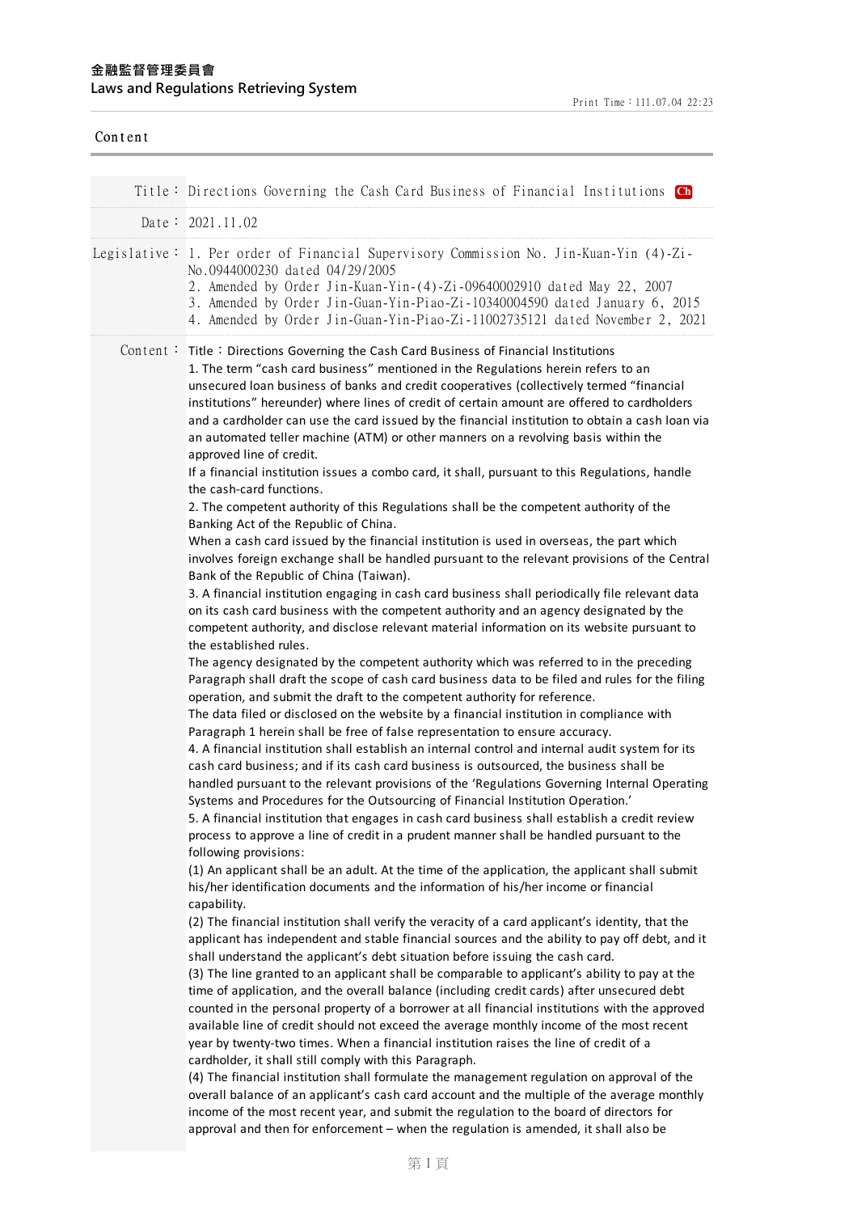**金融監督管理委員會**
**Laws and Regulations Retrieving System**

Print Time：111.07.04 22:23

Content

| | |
|---|---|
| Title： | Directions Governing the Cash Card Business of Financial Institutions Ch |
| Date： | 2021.11.02 |
| Legislative： | 1. Per order of Financial Supervisory Commission No. Jin-Kuan-Yin (4)-Zi-No.0944000230 dated 04/29/2005<br>2. Amended by Order Jin-Kuan-Yin-(4)-Zi-09640002910 dated May 22, 2007<br>3. Amended by Order Jin-Guan-Yin-Piao-Zi-10340004590 dated January 6, 2015<br>4. Amended by Order Jin-Guan-Yin-Piao-Zi-11002735121 dated November 2, 2021 |

Content：

Title：Directions Governing the Cash Card Business of Financial Institutions

1. The term "cash card business" mentioned in the Regulations herein refers to an unsecured loan business of banks and credit cooperatives (collectively termed "financial institutions" hereunder) where lines of credit of certain amount are offered to cardholders and a cardholder can use the card issued by the financial institution to obtain a cash loan via an automated teller machine (ATM) or other manners on a revolving basis within the approved line of credit.

If a financial institution issues a combo card, it shall, pursuant to this Regulations, handle the cash-card functions.

2. The competent authority of this Regulations shall be the competent authority of the Banking Act of the Republic of China.

When a cash card issued by the financial institution is used in overseas, the part which involves foreign exchange shall be handled pursuant to the relevant provisions of the Central Bank of the Republic of China (Taiwan).

3. A financial institution engaging in cash card business shall periodically file relevant data on its cash card business with the competent authority and an agency designated by the competent authority, and disclose relevant material information on its website pursuant to the established rules.

The agency designated by the competent authority which was referred to in the preceding Paragraph shall draft the scope of cash card business data to be filed and rules for the filing operation, and submit the draft to the competent authority for reference.

The data filed or disclosed on the website by a financial institution in compliance with Paragraph 1 herein shall be free of false representation to ensure accuracy.

4. A financial institution shall establish an internal control and internal audit system for its cash card business; and if its cash card business is outsourced, the business shall be handled pursuant to the relevant provisions of the 'Regulations Governing Internal Operating Systems and Procedures for the Outsourcing of Financial Institution Operation.'

5. A financial institution that engages in cash card business shall establish a credit review process to approve a line of credit in a prudent manner shall be handled pursuant to the following provisions:

(1) An applicant shall be an adult. At the time of the application, the applicant shall submit his/her identification documents and the information of his/her income or financial capability.

(2) The financial institution shall verify the veracity of a card applicant's identity, that the applicant has independent and stable financial sources and the ability to pay off debt, and it shall understand the applicant's debt situation before issuing the cash card.

(3) The line granted to an applicant shall be comparable to applicant's ability to pay at the time of application, and the overall balance (including credit cards) after unsecured debt counted in the personal property of a borrower at all financial institutions with the approved available line of credit should not exceed the average monthly income of the most recent year by twenty-two times. When a financial institution raises the line of credit of a cardholder, it shall still comply with this Paragraph.

(4) The financial institution shall formulate the management regulation on approval of the overall balance of an applicant's cash card account and the multiple of the average monthly income of the most recent year, and submit the regulation to the board of directors for approval and then for enforcement – when the regulation is amended, it shall also be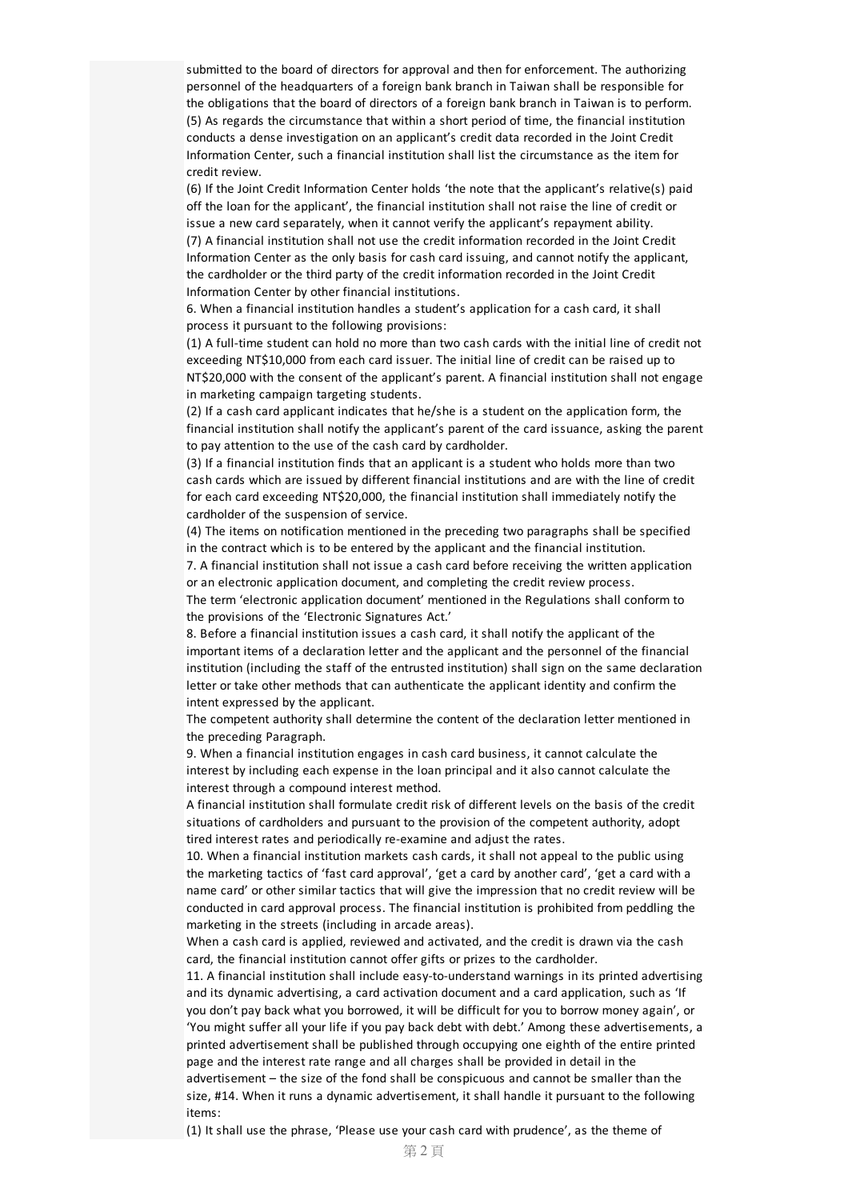submitted to the board of directors for approval and then for enforcement. The authorizing personnel of the headquarters of a foreign bank branch in Taiwan shall be responsible for the obligations that the board of directors of a foreign bank branch in Taiwan is to perform.

(5) As regards the circumstance that within a short period of time, the financial institution conducts a dense investigation on an applicant's credit data recorded in the Joint Credit Information Center, such a financial institution shall list the circumstance as the item for credit review.

(6) If the Joint Credit Information Center holds 'the note that the applicant's relative(s) paid off the loan for the applicant', the financial institution shall not raise the line of credit or issue a new card separately, when it cannot verify the applicant's repayment ability.

(7) A financial institution shall not use the credit information recorded in the Joint Credit Information Center as the only basis for cash card issuing, and cannot notify the applicant, the cardholder or the third party of the credit information recorded in the Joint Credit Information Center by other financial institutions.

6. When a financial institution handles a student's application for a cash card, it shall process it pursuant to the following provisions:

(1) A full-time student can hold no more than two cash cards with the initial line of credit not exceeding NT$10,000 from each card issuer. The initial line of credit can be raised up to NT$20,000 with the consent of the applicant's parent. A financial institution shall not engage in marketing campaign targeting students.

(2) If a cash card applicant indicates that he/she is a student on the application form, the financial institution shall notify the applicant's parent of the card issuance, asking the parent to pay attention to the use of the cash card by cardholder.

(3) If a financial institution finds that an applicant is a student who holds more than two cash cards which are issued by different financial institutions and are with the line of credit for each card exceeding NT$20,000, the financial institution shall immediately notify the cardholder of the suspension of service.

(4) The items on notification mentioned in the preceding two paragraphs shall be specified in the contract which is to be entered by the applicant and the financial institution.

7. A financial institution shall not issue a cash card before receiving the written application or an electronic application document, and completing the credit review process.

The term 'electronic application document' mentioned in the Regulations shall conform to the provisions of the 'Electronic Signatures Act.'

8. Before a financial institution issues a cash card, it shall notify the applicant of the important items of a declaration letter and the applicant and the personnel of the financial institution (including the staff of the entrusted institution) shall sign on the same declaration letter or take other methods that can authenticate the applicant identity and confirm the intent expressed by the applicant.

The competent authority shall determine the content of the declaration letter mentioned in the preceding Paragraph.

9. When a financial institution engages in cash card business, it cannot calculate the interest by including each expense in the loan principal and it also cannot calculate the interest through a compound interest method.

A financial institution shall formulate credit risk of different levels on the basis of the credit situations of cardholders and pursuant to the provision of the competent authority, adopt tired interest rates and periodically re-examine and adjust the rates.

10. When a financial institution markets cash cards, it shall not appeal to the public using the marketing tactics of 'fast card approval', 'get a card by another card', 'get a card with a name card' or other similar tactics that will give the impression that no credit review will be conducted in card approval process. The financial institution is prohibited from peddling the marketing in the streets (including in arcade areas).

When a cash card is applied, reviewed and activated, and the credit is drawn via the cash card, the financial institution cannot offer gifts or prizes to the cardholder.

11. A financial institution shall include easy-to-understand warnings in its printed advertising and its dynamic advertising, a card activation document and a card application, such as 'If you don't pay back what you borrowed, it will be difficult for you to borrow money again', or 'You might suffer all your life if you pay back debt with debt.' Among these advertisements, a printed advertisement shall be published through occupying one eighth of the entire printed page and the interest rate range and all charges shall be provided in detail in the advertisement – the size of the fond shall be conspicuous and cannot be smaller than the size, #14. When it runs a dynamic advertisement, it shall handle it pursuant to the following items:

(1) It shall use the phrase, 'Please use your cash card with prudence', as the theme of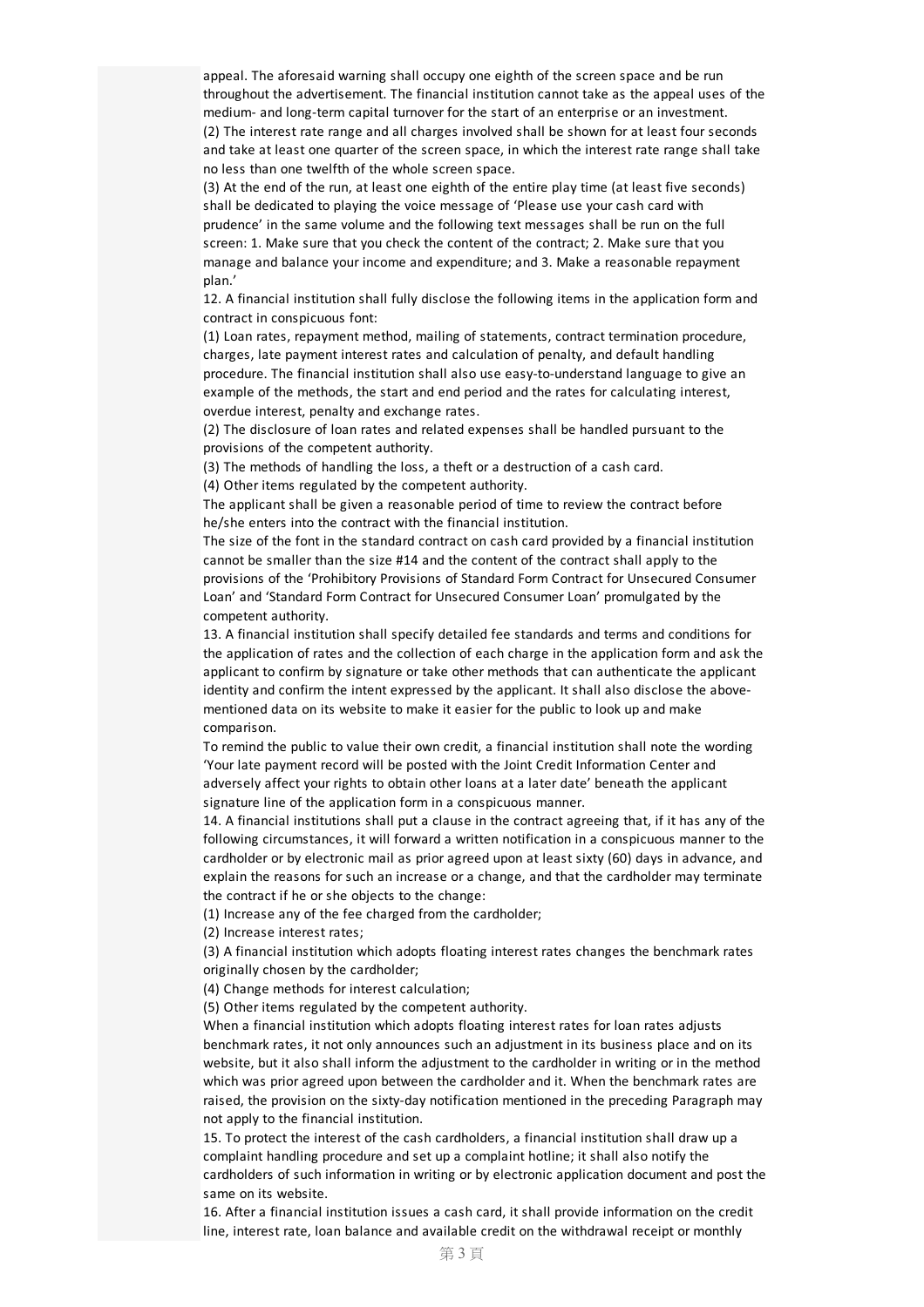appeal. The aforesaid warning shall occupy one eighth of the screen space and be run throughout the advertisement. The financial institution cannot take as the appeal uses of the medium- and long-term capital turnover for the start of an enterprise or an investment.

(2) The interest rate range and all charges involved shall be shown for at least four seconds and take at least one quarter of the screen space, in which the interest rate range shall take no less than one twelfth of the whole screen space.

(3) At the end of the run, at least one eighth of the entire play time (at least five seconds) shall be dedicated to playing the voice message of 'Please use your cash card with prudence' in the same volume and the following text messages shall be run on the full screen: 1. Make sure that you check the content of the contract; 2. Make sure that you manage and balance your income and expenditure; and 3. Make a reasonable repayment plan.'

12. A financial institution shall fully disclose the following items in the application form and contract in conspicuous font:

(1) Loan rates, repayment method, mailing of statements, contract termination procedure, charges, late payment interest rates and calculation of penalty, and default handling procedure. The financial institution shall also use easy-to-understand language to give an example of the methods, the start and end period and the rates for calculating interest, overdue interest, penalty and exchange rates.

(2) The disclosure of loan rates and related expenses shall be handled pursuant to the provisions of the competent authority.

(3) The methods of handling the loss, a theft or a destruction of a cash card.

(4) Other items regulated by the competent authority.

The applicant shall be given a reasonable period of time to review the contract before he/she enters into the contract with the financial institution.

The size of the font in the standard contract on cash card provided by a financial institution cannot be smaller than the size #14 and the content of the contract shall apply to the provisions of the 'Prohibitory Provisions of Standard Form Contract for Unsecured Consumer Loan' and 'Standard Form Contract for Unsecured Consumer Loan' promulgated by the competent authority.

13. A financial institution shall specify detailed fee standards and terms and conditions for the application of rates and the collection of each charge in the application form and ask the applicant to confirm by signature or take other methods that can authenticate the applicant identity and confirm the intent expressed by the applicant. It shall also disclose the above-mentioned data on its website to make it easier for the public to look up and make comparison.

To remind the public to value their own credit, a financial institution shall note the wording 'Your late payment record will be posted with the Joint Credit Information Center and adversely affect your rights to obtain other loans at a later date' beneath the applicant signature line of the application form in a conspicuous manner.

14. A financial institutions shall put a clause in the contract agreeing that, if it has any of the following circumstances, it will forward a written notification in a conspicuous manner to the cardholder or by electronic mail as prior agreed upon at least sixty (60) days in advance, and explain the reasons for such an increase or a change, and that the cardholder may terminate the contract if he or she objects to the change:

(1) Increase any of the fee charged from the cardholder;

(2) Increase interest rates;

(3) A financial institution which adopts floating interest rates changes the benchmark rates originally chosen by the cardholder;

(4) Change methods for interest calculation;

(5) Other items regulated by the competent authority.

When a financial institution which adopts floating interest rates for loan rates adjusts benchmark rates, it not only announces such an adjustment in its business place and on its website, but it also shall inform the adjustment to the cardholder in writing or in the method which was prior agreed upon between the cardholder and it. When the benchmark rates are raised, the provision on the sixty-day notification mentioned in the preceding Paragraph may not apply to the financial institution.

15. To protect the interest of the cash cardholders, a financial institution shall draw up a complaint handling procedure and set up a complaint hotline; it shall also notify the cardholders of such information in writing or by electronic application document and post the same on its website.

16. After a financial institution issues a cash card, it shall provide information on the credit line, interest rate, loan balance and available credit on the withdrawal receipt or monthly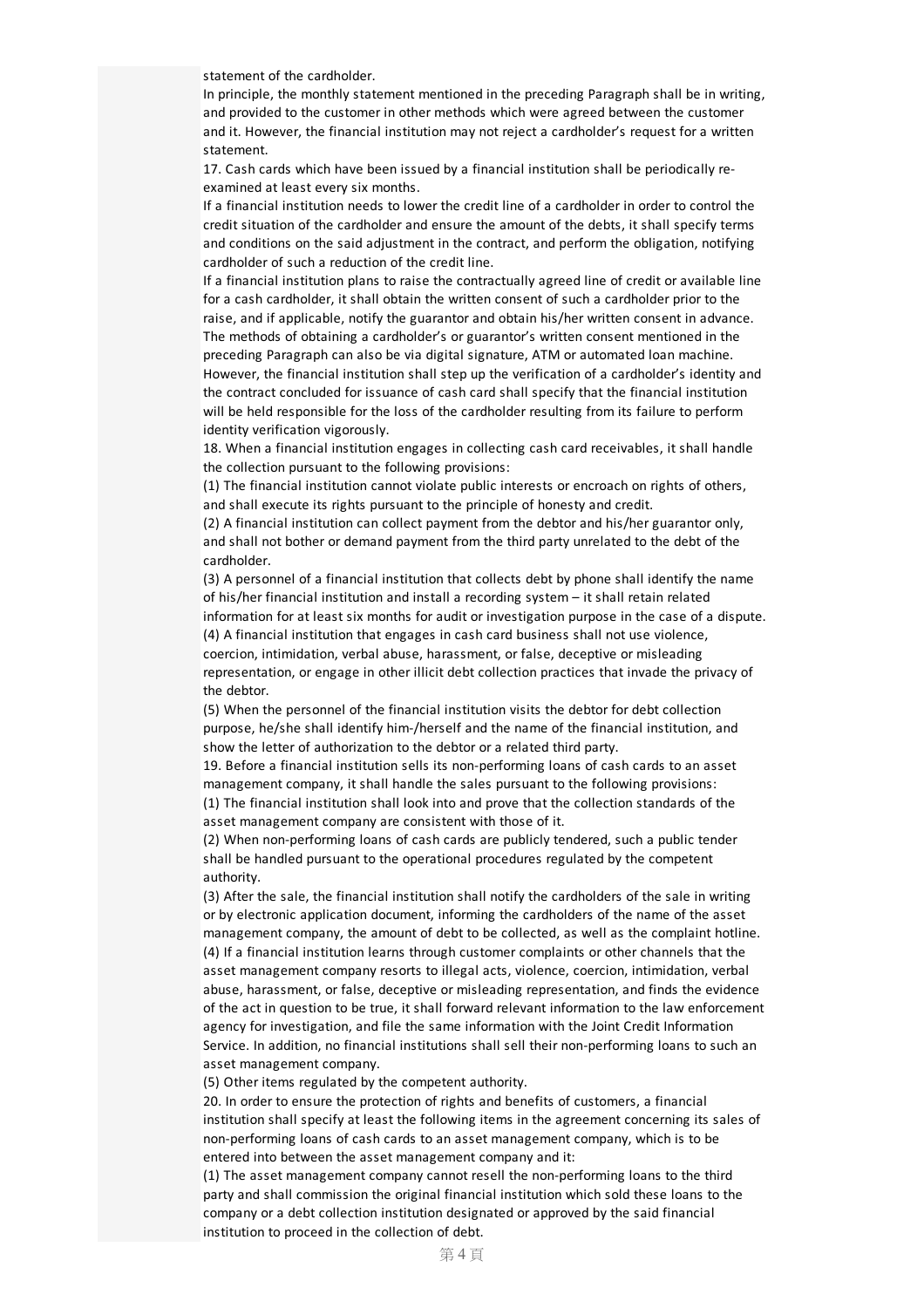statement of the cardholder.

In principle, the monthly statement mentioned in the preceding Paragraph shall be in writing, and provided to the customer in other methods which were agreed between the customer and it. However, the financial institution may not reject a cardholder's request for a written statement.

17. Cash cards which have been issued by a financial institution shall be periodically re-examined at least every six months.

If a financial institution needs to lower the credit line of a cardholder in order to control the credit situation of the cardholder and ensure the amount of the debts, it shall specify terms and conditions on the said adjustment in the contract, and perform the obligation, notifying cardholder of such a reduction of the credit line.

If a financial institution plans to raise the contractually agreed line of credit or available line for a cash cardholder, it shall obtain the written consent of such a cardholder prior to the raise, and if applicable, notify the guarantor and obtain his/her written consent in advance.

The methods of obtaining a cardholder's or guarantor's written consent mentioned in the preceding Paragraph can also be via digital signature, ATM or automated loan machine. However, the financial institution shall step up the verification of a cardholder's identity and the contract concluded for issuance of cash card shall specify that the financial institution will be held responsible for the loss of the cardholder resulting from its failure to perform identity verification vigorously.

18. When a financial institution engages in collecting cash card receivables, it shall handle the collection pursuant to the following provisions:

(1) The financial institution cannot violate public interests or encroach on rights of others, and shall execute its rights pursuant to the principle of honesty and credit.

(2) A financial institution can collect payment from the debtor and his/her guarantor only, and shall not bother or demand payment from the third party unrelated to the debt of the cardholder.

(3) A personnel of a financial institution that collects debt by phone shall identify the name of his/her financial institution and install a recording system – it shall retain related information for at least six months for audit or investigation purpose in the case of a dispute.

(4) A financial institution that engages in cash card business shall not use violence, coercion, intimidation, verbal abuse, harassment, or false, deceptive or misleading representation, or engage in other illicit debt collection practices that invade the privacy of the debtor.

(5) When the personnel of the financial institution visits the debtor for debt collection purpose, he/she shall identify him-/herself and the name of the financial institution, and show the letter of authorization to the debtor or a related third party.

19. Before a financial institution sells its non-performing loans of cash cards to an asset management company, it shall handle the sales pursuant to the following provisions:

(1) The financial institution shall look into and prove that the collection standards of the asset management company are consistent with those of it.

(2) When non-performing loans of cash cards are publicly tendered, such a public tender shall be handled pursuant to the operational procedures regulated by the competent authority.

(3) After the sale, the financial institution shall notify the cardholders of the sale in writing or by electronic application document, informing the cardholders of the name of the asset management company, the amount of debt to be collected, as well as the complaint hotline.

(4) If a financial institution learns through customer complaints or other channels that the asset management company resorts to illegal acts, violence, coercion, intimidation, verbal abuse, harassment, or false, deceptive or misleading representation, and finds the evidence of the act in question to be true, it shall forward relevant information to the law enforcement agency for investigation, and file the same information with the Joint Credit Information Service. In addition, no financial institutions shall sell their non-performing loans to such an asset management company.

(5) Other items regulated by the competent authority.

20. In order to ensure the protection of rights and benefits of customers, a financial institution shall specify at least the following items in the agreement concerning its sales of non-performing loans of cash cards to an asset management company, which is to be entered into between the asset management company and it:

(1) The asset management company cannot resell the non-performing loans to the third party and shall commission the original financial institution which sold these loans to the company or a debt collection institution designated or approved by the said financial institution to proceed in the collection of debt.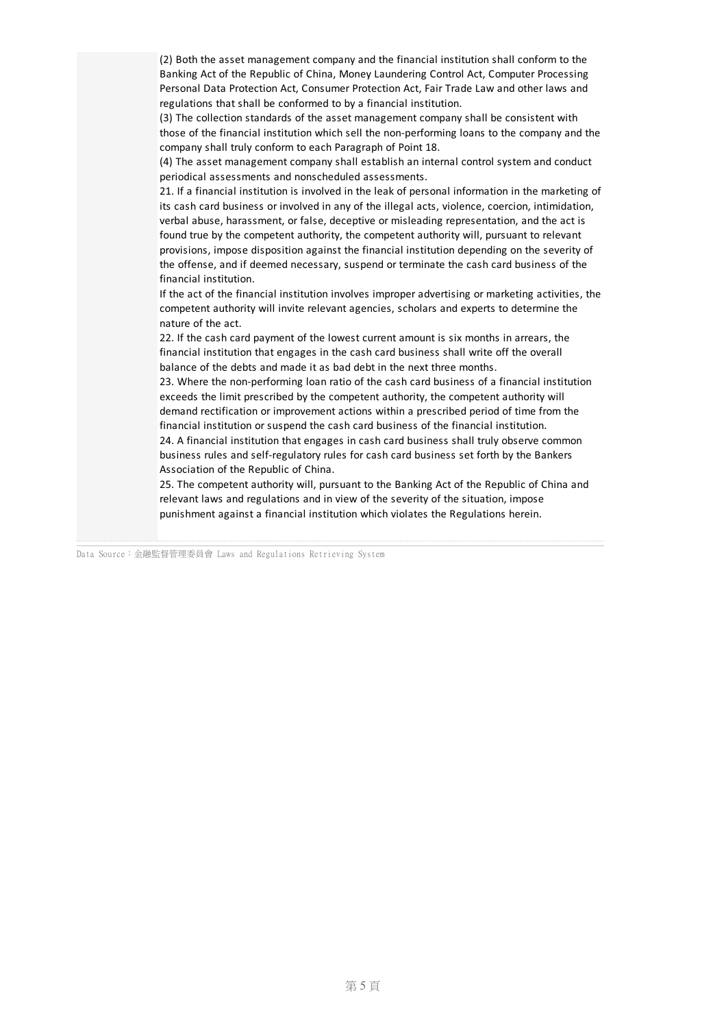(2) Both the asset management company and the financial institution shall conform to the Banking Act of the Republic of China, Money Laundering Control Act, Computer Processing Personal Data Protection Act, Consumer Protection Act, Fair Trade Law and other laws and regulations that shall be conformed to by a financial institution.

(3) The collection standards of the asset management company shall be consistent with those of the financial institution which sell the non-performing loans to the company and the company shall truly conform to each Paragraph of Point 18.

(4) The asset management company shall establish an internal control system and conduct periodical assessments and nonscheduled assessments.

21. If a financial institution is involved in the leak of personal information in the marketing of its cash card business or involved in any of the illegal acts, violence, coercion, intimidation, verbal abuse, harassment, or false, deceptive or misleading representation, and the act is found true by the competent authority, the competent authority will, pursuant to relevant provisions, impose disposition against the financial institution depending on the severity of the offense, and if deemed necessary, suspend or terminate the cash card business of the financial institution.

If the act of the financial institution involves improper advertising or marketing activities, the competent authority will invite relevant agencies, scholars and experts to determine the nature of the act.

22. If the cash card payment of the lowest current amount is six months in arrears, the financial institution that engages in the cash card business shall write off the overall balance of the debts and made it as bad debt in the next three months.

23. Where the non-performing loan ratio of the cash card business of a financial institution exceeds the limit prescribed by the competent authority, the competent authority will demand rectification or improvement actions within a prescribed period of time from the financial institution or suspend the cash card business of the financial institution.

24. A financial institution that engages in cash card business shall truly observe common business rules and self-regulatory rules for cash card business set forth by the Bankers Association of the Republic of China.

25. The competent authority will, pursuant to the Banking Act of the Republic of China and relevant laws and regulations and in view of the severity of the situation, impose punishment against a financial institution which violates the Regulations herein.

Data Source：金融監督管理委員會 Laws and Regulations Retrieving System